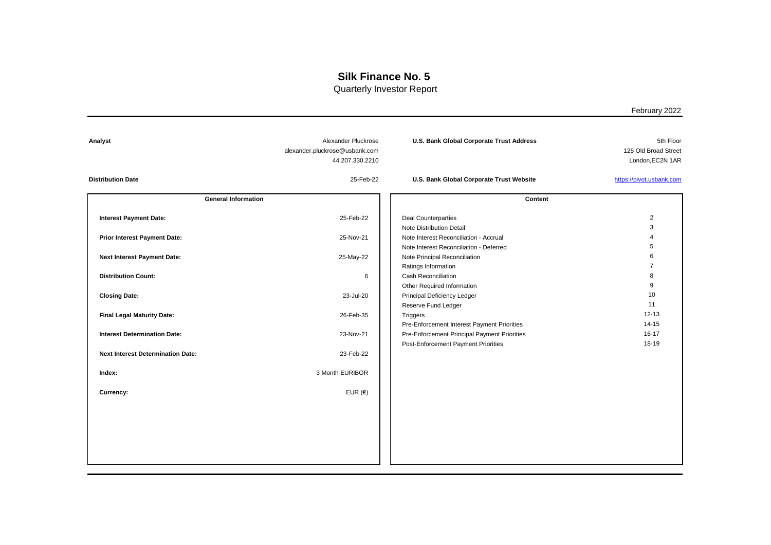# Silk Finance No. 5

Quarterly Investor Report

February 2022

| | | | |
|---|---|---|---|
| **Analyst** | Alexander Pluckrose<br>alexander.pluckrose@usbank.com<br>44.207.330.2210 | **U.S. Bank Global Corporate Trust Address** | 5th Floor<br>125 Old Broad Street<br>London,EC2N 1AR |
| **Distribution Date** | 25-Feb-22 | **U.S. Bank Global Corporate Trust Website** | https://pivot.usbank.com |

| General Information | |
|---|---|
| **Interest Payment Date:** | 25-Feb-22 |
| **Prior Interest Payment Date:** | 25-Nov-21 |
| **Next Interest Payment Date:** | 25-May-22 |
| **Distribution Count:** | 6 |
| **Closing Date:** | 23-Jul-20 |
| **Final Legal Maturity Date:** | 26-Feb-35 |
| **Interest Determination Date:** | 23-Nov-21 |
| **Next Interest Determination Date:** | 23-Feb-22 |
| **Index:** | 3 Month EURIBOR |
| **Currency:** | EUR (€) |

| Content | |
|---|---|
| Deal Counterparties | 2 |
| Note Distribution Detail | 3 |
| Note Interest Reconciliation - Accrual | 4 |
| Note Interest Reconciliation - Deferred | 5 |
| Note Principal Reconciliation | 6 |
| Ratings Information | 7 |
| Cash Reconciliation | 8 |
| Other Required Information | 9 |
| Principal Deficiency Ledger | 10 |
| Reserve Fund Ledger | 11 |
| Triggers | 12-13 |
| Pre-Enforcement Interest Payment Priorities | 14-15 |
| Pre-Enforcement Principal Payment Priorities | 16-17 |
| Post-Enforcement Payment Priorities | 18-19 |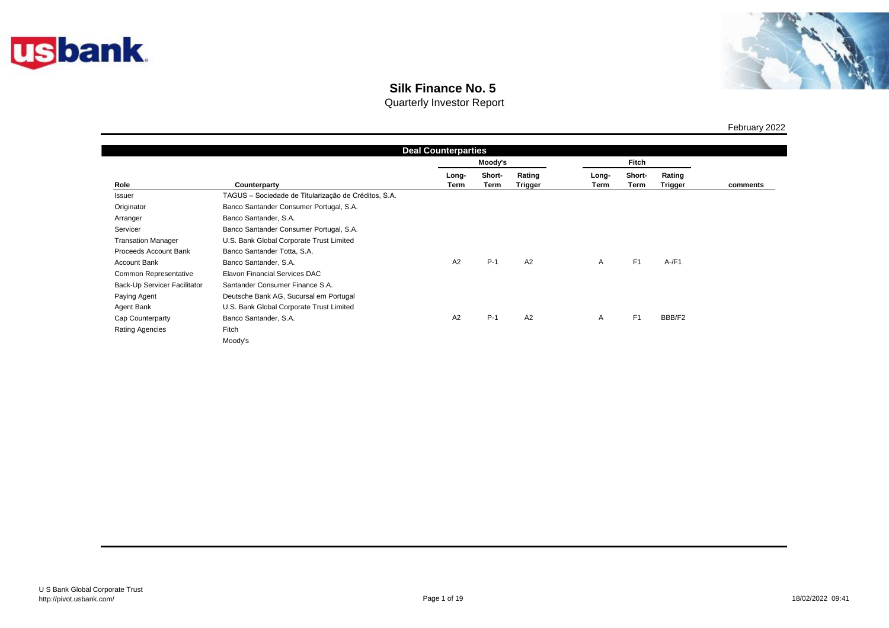# Silk Finance No. 5

Quarterly Investor Report

February 2022

## Deal Counterparties

| Role | Counterparty | Moody's | | | Fitch | | | comments |
|---|---|---|---|---|---|---|---|---|
| | | Long-Term | Short-Term | Rating Trigger | Long-Term | Short-Term | Rating Trigger | |
| Issuer | TAGUS – Sociedade de Titularização de Créditos, S.A. | | | | | | | |
| Originator | Banco Santander Consumer Portugal, S.A. | | | | | | | |
| Arranger | Banco Santander, S.A. | | | | | | | |
| Servicer | Banco Santander Consumer Portugal, S.A. | | | | | | | |
| Transation Manager | U.S. Bank Global Corporate Trust Limited | | | | | | | |
| Proceeds Account Bank | Banco Santander Totta, S.A. | | | | | | | |
| Account Bank | Banco Santander, S.A. | A2 | P-1 | A2 | A | F1 | A-/F1 | |
| Common Representative | Elavon Financial Services DAC | | | | | | | |
| Back-Up Servicer Facilitator | Santander Consumer Finance S.A. | | | | | | | |
| Paying Agent | Deutsche Bank AG, Sucursal em Portugal | | | | | | | |
| Agent Bank | U.S. Bank Global Corporate Trust Limited | | | | | | | |
| Cap Counterparty | Banco Santander, S.A. | A2 | P-1 | A2 | A | F1 | BBB/F2 | |
| Rating Agencies | Fitch | | | | | | | |
| | Moody's | | | | | | | |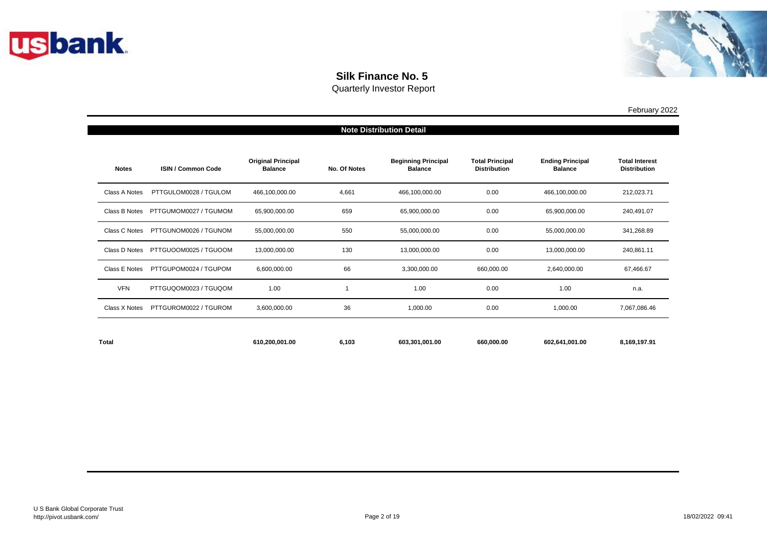# Silk Finance No. 5

Quarterly Investor Report

February 2022

## Note Distribution Detail

| Notes | ISIN / Common Code | Original Principal Balance | No. Of Notes | Beginning Principal Balance | Total Principal Distribution | Ending Principal Balance | Total Interest Distribution |
|---|---|---|---|---|---|---|---|
| Class A Notes | PTTGULOM0028 / TGULOM | 466,100,000.00 | 4,661 | 466,100,000.00 | 0.00 | 466,100,000.00 | 212,023.71 |
| Class B Notes | PTTGUMOM0027 / TGUMOM | 65,900,000.00 | 659 | 65,900,000.00 | 0.00 | 65,900,000.00 | 240,491.07 |
| Class C Notes | PTTGUNOM0026 / TGUNOM | 55,000,000.00 | 550 | 55,000,000.00 | 0.00 | 55,000,000.00 | 341,268.89 |
| Class D Notes | PTTGUOOM0025 / TGUOOM | 13,000,000.00 | 130 | 13,000,000.00 | 0.00 | 13,000,000.00 | 240,861.11 |
| Class E Notes | PTTGUPOM0024 / TGUPOM | 6,600,000.00 | 66 | 3,300,000.00 | 660,000.00 | 2,640,000.00 | 67,466.67 |
| VFN | PTTGUQOM0023 / TGUQOM | 1.00 | 1 | 1.00 | 0.00 | 1.00 | n.a. |
| Class X Notes | PTTGUROM0022 / TGUROM | 3,600,000.00 | 36 | 1,000.00 | 0.00 | 1,000.00 | 7,067,086.46 |
| **Total** | | **610,200,001.00** | **6,103** | **603,301,001.00** | **660,000.00** | **602,641,001.00** | **8,169,197.91** |

U S Bank Global Corporate Trust
http://pivot.usbank.com/

18/02/2022 09:41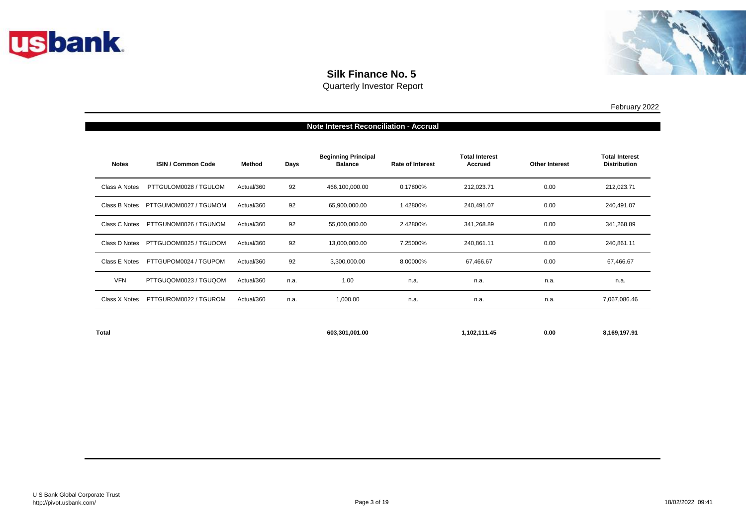# Silk Finance No. 5

Quarterly Investor Report

February 2022

## Note Interest Reconciliation - Accrual

| Notes | ISIN / Common Code | Method | Days | Beginning Principal Balance | Rate of Interest | Total Interest Accrued | Other Interest | Total Interest Distribution |
|---|---|---|---|---|---|---|---|---|
| Class A Notes | PTTGULOM0028 / TGULOM | Actual/360 | 92 | 466,100,000.00 | 0.17800% | 212,023.71 | 0.00 | 212,023.71 |
| Class B Notes | PTTGUMOM0027 / TGUMOM | Actual/360 | 92 | 65,900,000.00 | 1.42800% | 240,491.07 | 0.00 | 240,491.07 |
| Class C Notes | PTTGUNOM0026 / TGUNOM | Actual/360 | 92 | 55,000,000.00 | 2.42800% | 341,268.89 | 0.00 | 341,268.89 |
| Class D Notes | PTTGUOOM0025 / TGUOOM | Actual/360 | 92 | 13,000,000.00 | 7.25000% | 240,861.11 | 0.00 | 240,861.11 |
| Class E Notes | PTTGUPOM0024 / TGUPOM | Actual/360 | 92 | 3,300,000.00 | 8.00000% | 67,466.67 | 0.00 | 67,466.67 |
| VFN | PTTGUQOM0023 / TGUQOM | Actual/360 | n.a. | 1.00 | n.a. | n.a. | n.a. | n.a. |
| Class X Notes | PTTGUROM0022 / TGUROM | Actual/360 | n.a. | 1,000.00 | n.a. | n.a. | n.a. | 7,067,086.46 |
| **Total** | | | | **603,301,001.00** | | **1,102,111.45** | **0.00** | **8,169,197.91** |

U S Bank Global Corporate Trust
http://pivot.usbank.com/

18/02/2022 09:41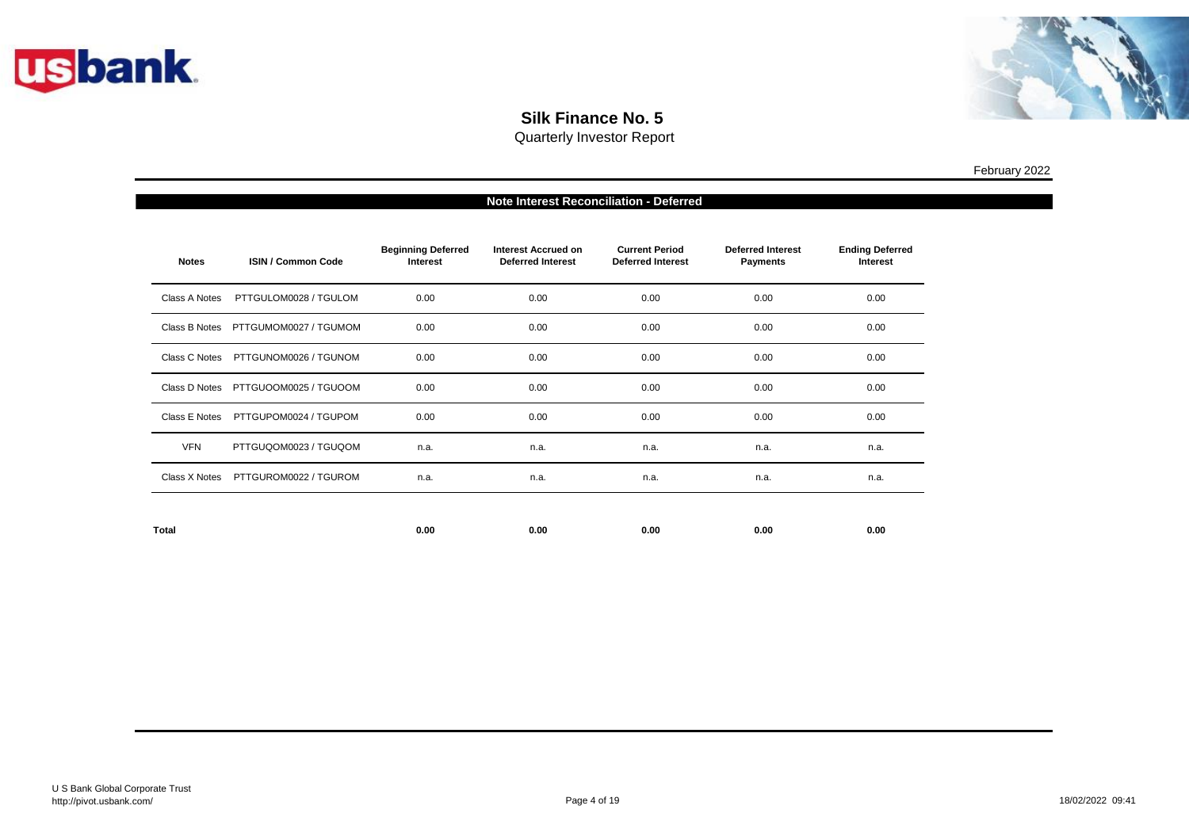# Silk Finance No. 5

Quarterly Investor Report

February 2022

## Note Interest Reconciliation - Deferred

| Notes | ISIN / Common Code | Beginning Deferred Interest | Interest Accrued on Deferred Interest | Current Period Deferred Interest | Deferred Interest Payments | Ending Deferred Interest |
|---|---|---|---|---|---|---|
| Class A Notes | PTTGULOM0028 / TGULOM | 0.00 | 0.00 | 0.00 | 0.00 | 0.00 |
| Class B Notes | PTTGUMOM0027 / TGUMOM | 0.00 | 0.00 | 0.00 | 0.00 | 0.00 |
| Class C Notes | PTTGUNOM0026 / TGUNOM | 0.00 | 0.00 | 0.00 | 0.00 | 0.00 |
| Class D Notes | PTTGUOOM0025 / TGUOOM | 0.00 | 0.00 | 0.00 | 0.00 | 0.00 |
| Class E Notes | PTTGUPOM0024 / TGUPOM | 0.00 | 0.00 | 0.00 | 0.00 | 0.00 |
| VFN | PTTGUQOM0023 / TGUQOM | n.a. | n.a. | n.a. | n.a. | n.a. |
| Class X Notes | PTTGUROM0022 / TGUROM | n.a. | n.a. | n.a. | n.a. | n.a. |
| **Total** | | **0.00** | **0.00** | **0.00** | **0.00** | **0.00** |

U S Bank Global Corporate Trust
http://pivot.usbank.com/

18/02/2022 09:41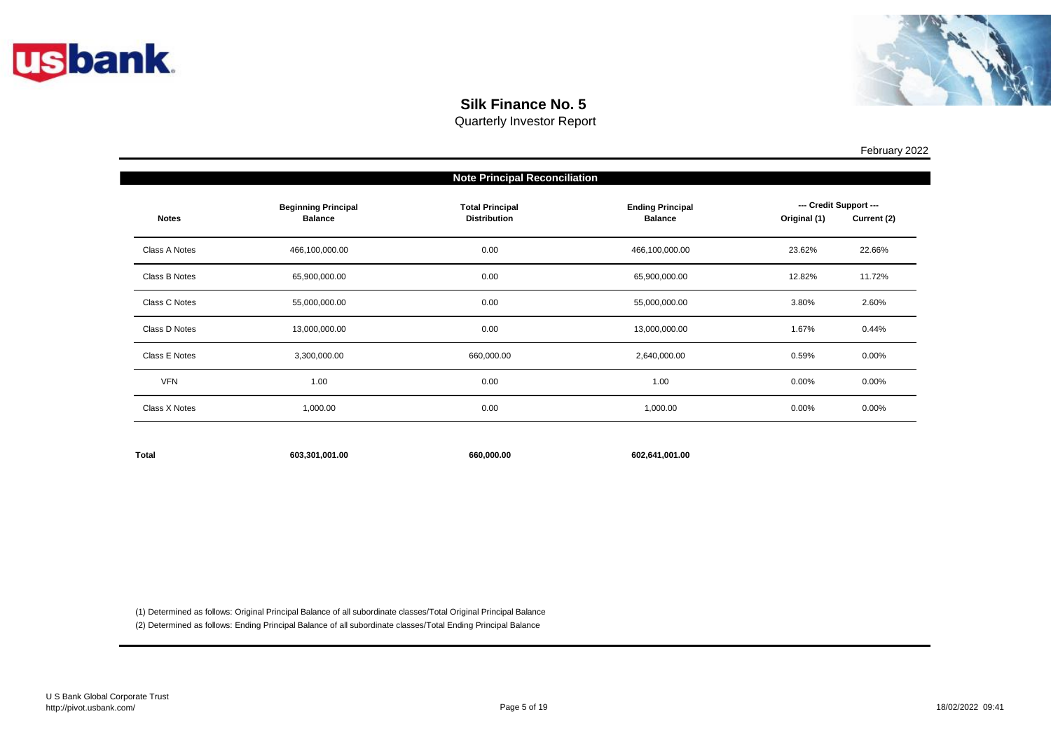# Silk Finance No. 5

Quarterly Investor Report

February 2022

## Note Principal Reconciliation

| Notes | Beginning Principal Balance | Total Principal Distribution | Ending Principal Balance | --- Credit Support --- | |
|---|---|---|---|---|---|
| | | | | Original (1) | Current (2) |
| Class A Notes | 466,100,000.00 | 0.00 | 466,100,000.00 | 23.62% | 22.66% |
| Class B Notes | 65,900,000.00 | 0.00 | 65,900,000.00 | 12.82% | 11.72% |
| Class C Notes | 55,000,000.00 | 0.00 | 55,000,000.00 | 3.80% | 2.60% |
| Class D Notes | 13,000,000.00 | 0.00 | 13,000,000.00 | 1.67% | 0.44% |
| Class E Notes | 3,300,000.00 | 660,000.00 | 2,640,000.00 | 0.59% | 0.00% |
| VFN | 1.00 | 0.00 | 1.00 | 0.00% | 0.00% |
| Class X Notes | 1,000.00 | 0.00 | 1,000.00 | 0.00% | 0.00% |
| **Total** | **603,301,001.00** | **660,000.00** | **602,641,001.00** | | |

(1) Determined as follows: Original Principal Balance of all subordinate classes/Total Original Principal Balance

(2) Determined as follows: Ending Principal Balance of all subordinate classes/Total Ending Principal Balance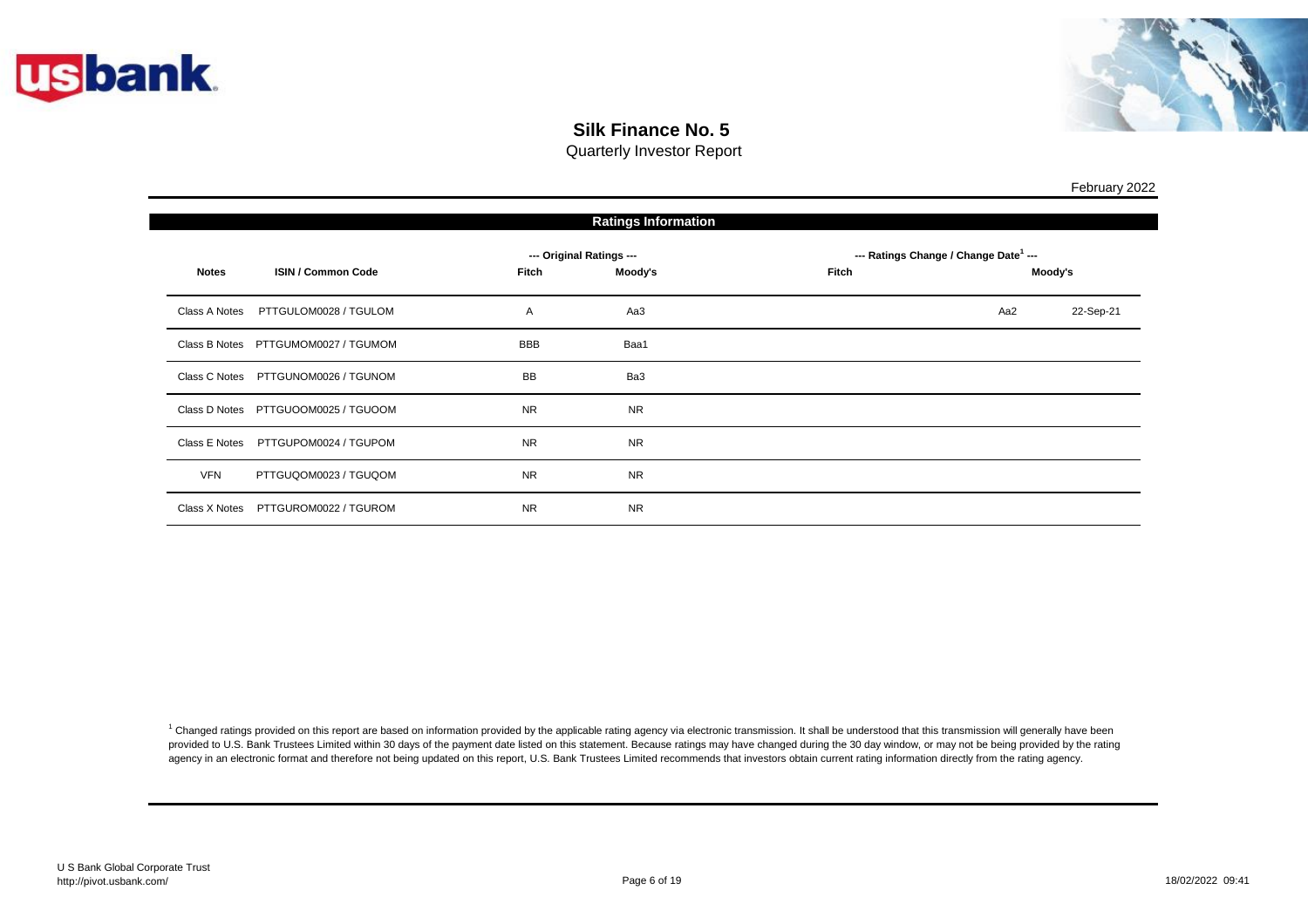# Silk Finance No. 5

Quarterly Investor Report

February 2022

## Ratings Information

| Notes | ISIN / Common Code | --- Original Ratings --- | | --- Ratings Change / Change Date[1] --- | | |
|---|---|---|---|---|---|---|
| | | Fitch | Moody's | Fitch | Moody's | |
| Class A Notes | PTTGULOM0028 / TGULOM | A | Aa3 | | Aa2 | 22-Sep-21 |
| Class B Notes | PTTGUMOM0027 / TGUMOM | BBB | Baa1 | | | |
| Class C Notes | PTTGUNOM0026 / TGUNOM | BB | Ba3 | | | |
| Class D Notes | PTTGUOOM0025 / TGUOOM | NR | NR | | | |
| Class E Notes | PTTGUPOM0024 / TGUPOM | NR | NR | | | |
| VFN | PTTGUQOM0023 / TGUQOM | NR | NR | | | |
| Class X Notes | PTTGUROM0022 / TGUROM | NR | NR | | | |

[1] Changed ratings provided on this report are based on information provided by the applicable rating agency via electronic transmission. It shall be understood that this transmission will generally have been provided to U.S. Bank Trustees Limited within 30 days of the payment date listed on this statement. Because ratings may have changed during the 30 day window, or may not be being provided by the rating agency in an electronic format and therefore not being updated on this report, U.S. Bank Trustees Limited recommends that investors obtain current rating information directly from the rating agency.

U S Bank Global Corporate Trust
http://pivot.usbank.com/

18/02/2022 09:41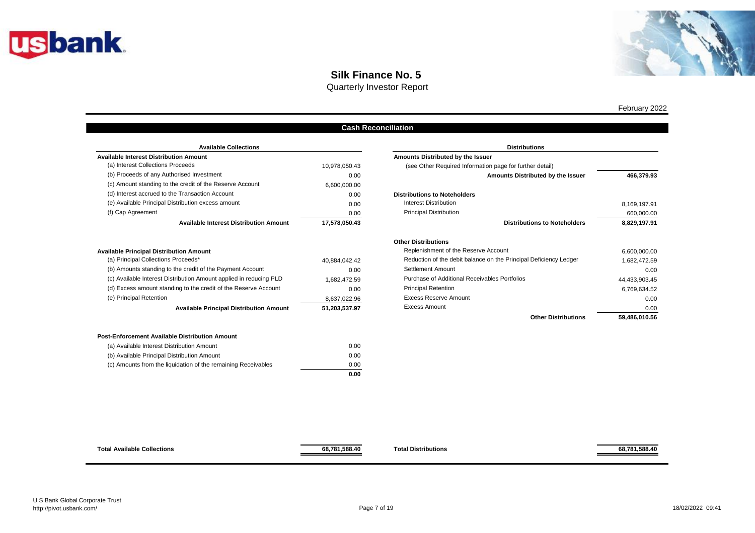# Silk Finance No. 5

Quarterly Investor Report

February 2022

## Cash Reconciliation

| Available Collections | |
|---|---|
| **Available Interest Distribution Amount** | |
| (a) Interest Collections Proceeds | 10,978,050.43 |
| (b) Proceeds of any Authorised Investment | 0.00 |
| (c) Amount standing to the credit of the Reserve Account | 6,600,000.00 |
| (d) Interest accrued to the Transaction Account | 0.00 |
| (e) Available Principal Distribution excess amount | 0.00 |
| (f) Cap Agreement | 0.00 |
| **Available Interest Distribution Amount** | **17,578,050.43** |
| | |
| **Available Principal Distribution Amount** | |
| (a) Principal Collections Proceeds* | 40,884,042.42 |
| (b) Amounts standing to the credit of the Payment Account | 0.00 |
| (c) Available Interest Distribution Amount applied in reducing PLD | 1,682,472.59 |
| (d) Excess amount standing to the credit of the Reserve Account | 0.00 |
| (e) Principal Retention | 8,637,022.96 |
| **Available Principal Distribution Amount** | **51,203,537.97** |
| | |
| **Post-Enforcement Available Distribution Amount** | |
| (a) Available Interest Distribution Amount | 0.00 |
| (b) Available Principal Distribution Amount | 0.00 |
| (c) Amounts from the liquidation of the remaining Receivables | 0.00 |
| | **0.00** |
| | |
| **Total Available Collections** | **68,781,588.40** |

| Distributions | |
|---|---|
| **Amounts Distributed by the Issuer** | |
| (see Other Required Information page for further detail) | |
| **Amounts Distributed by the Issuer** | **466,379.93** |
| | |
| **Distributions to Noteholders** | |
| Interest Distribution | 8,169,197.91 |
| Principal Distribution | 660,000.00 |
| **Distributions to Noteholders** | **8,829,197.91** |
| | |
| **Other Distributions** | |
| Replenishment of the Reserve Account | 6,600,000.00 |
| Reduction of the debit balance on the Principal Deficiency Ledger | 1,682,472.59 |
| Settlement Amount | 0.00 |
| Purchase of Additional Receivables Portfolios | 44,433,903.45 |
| Principal Retention | 6,769,634.52 |
| Excess Reserve Amount | 0.00 |
| Excess Amount | 0.00 |
| **Other Distributions** | **59,486,010.56** |
| | |
| **Total Distributions** | **68,781,588.40** |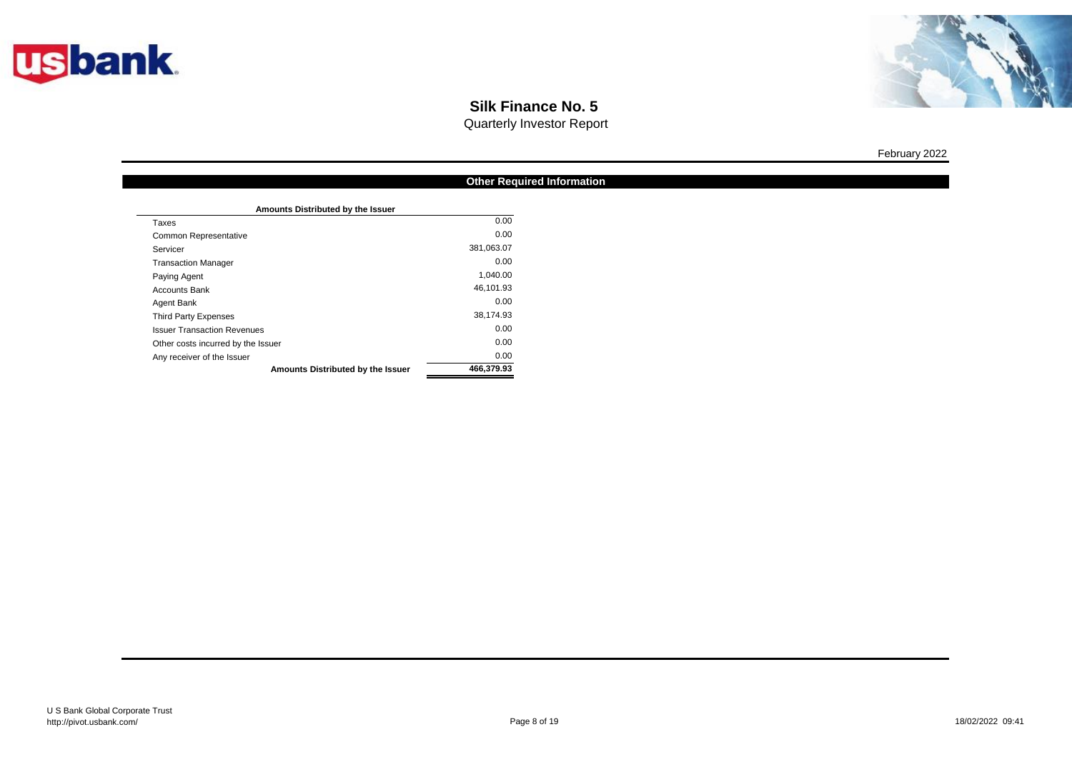# Silk Finance No. 5

Quarterly Investor Report

February 2022

## Other Required Information

| Amounts Distributed by the Issuer | |
|---|---:|
| Taxes | 0.00 |
| Common Representative | 0.00 |
| Servicer | 381,063.07 |
| Transaction Manager | 0.00 |
| Paying Agent | 1,040.00 |
| Accounts Bank | 46,101.93 |
| Agent Bank | 0.00 |
| Third Party Expenses | 38,174.93 |
| Issuer Transaction Revenues | 0.00 |
| Other costs incurred by the Issuer | 0.00 |
| Any receiver of the Issuer | 0.00 |
| **Amounts Distributed by the Issuer** | **466,379.93** |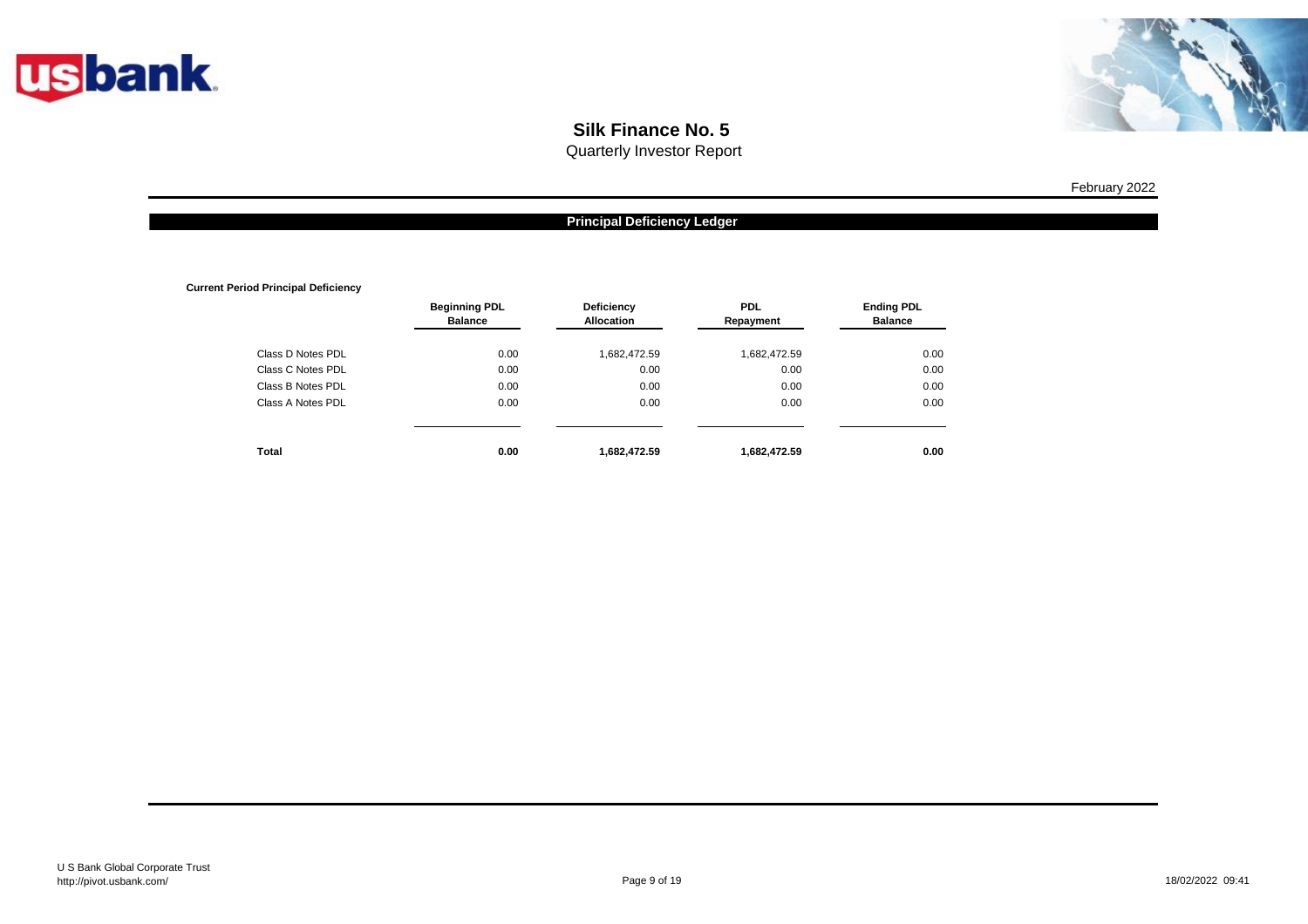# Silk Finance No. 5

Quarterly Investor Report

February 2022

## Principal Deficiency Ledger

**Current Period Principal Deficiency**

| | Beginning PDL Balance | Deficiency Allocation | PDL Repayment | Ending PDL Balance |
|---|---|---|---|---|
| Class D Notes PDL | 0.00 | 1,682,472.59 | 1,682,472.59 | 0.00 |
| Class C Notes PDL | 0.00 | 0.00 | 0.00 | 0.00 |
| Class B Notes PDL | 0.00 | 0.00 | 0.00 | 0.00 |
| Class A Notes PDL | 0.00 | 0.00 | 0.00 | 0.00 |
| **Total** | **0.00** | **1,682,472.59** | **1,682,472.59** | **0.00** |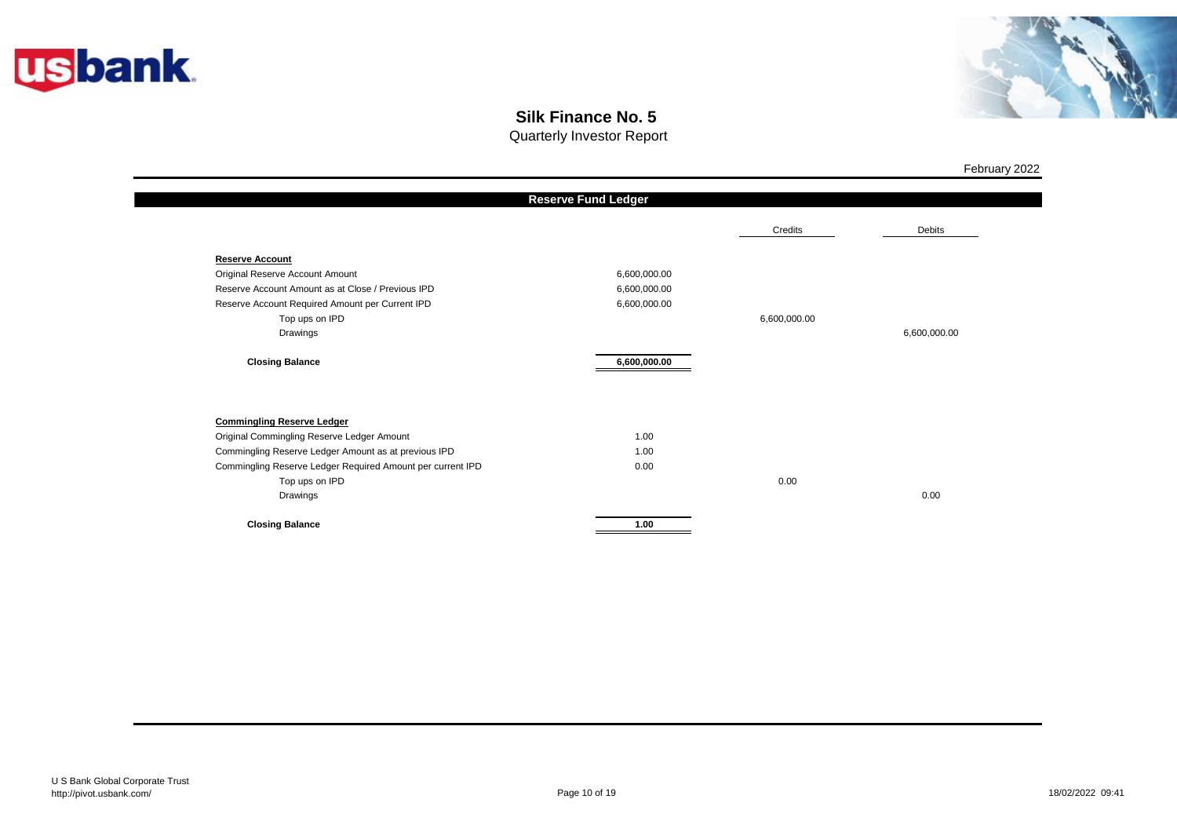# Silk Finance No. 5

Quarterly Investor Report

February 2022

## Reserve Fund Ledger

| | | Credits | Debits |
|---|---|---|---|
| **Reserve Account** | | | |
| Original Reserve Account Amount | 6,600,000.00 | | |
| Reserve Account Amount as at Close / Previous IPD | 6,600,000.00 | | |
| Reserve Account Required Amount per Current IPD | 6,600,000.00 | | |
| Top ups on IPD | | 6,600,000.00 | |
| Drawings | | | 6,600,000.00 |
| **Closing Balance** | **6,600,000.00** | | |
| | | | |
| **Commingling Reserve Ledger** | | | |
| Original Commingling Reserve Ledger Amount | 1.00 | | |
| Commingling Reserve Ledger Amount as at previous IPD | 1.00 | | |
| Commingling Reserve Ledger Required Amount per current IPD | 0.00 | | |
| Top ups on IPD | | 0.00 | |
| Drawings | | | 0.00 |
| **Closing Balance** | **1.00** | | |

U S Bank Global Corporate Trust
http://pivot.usbank.com/

18/02/2022 09:41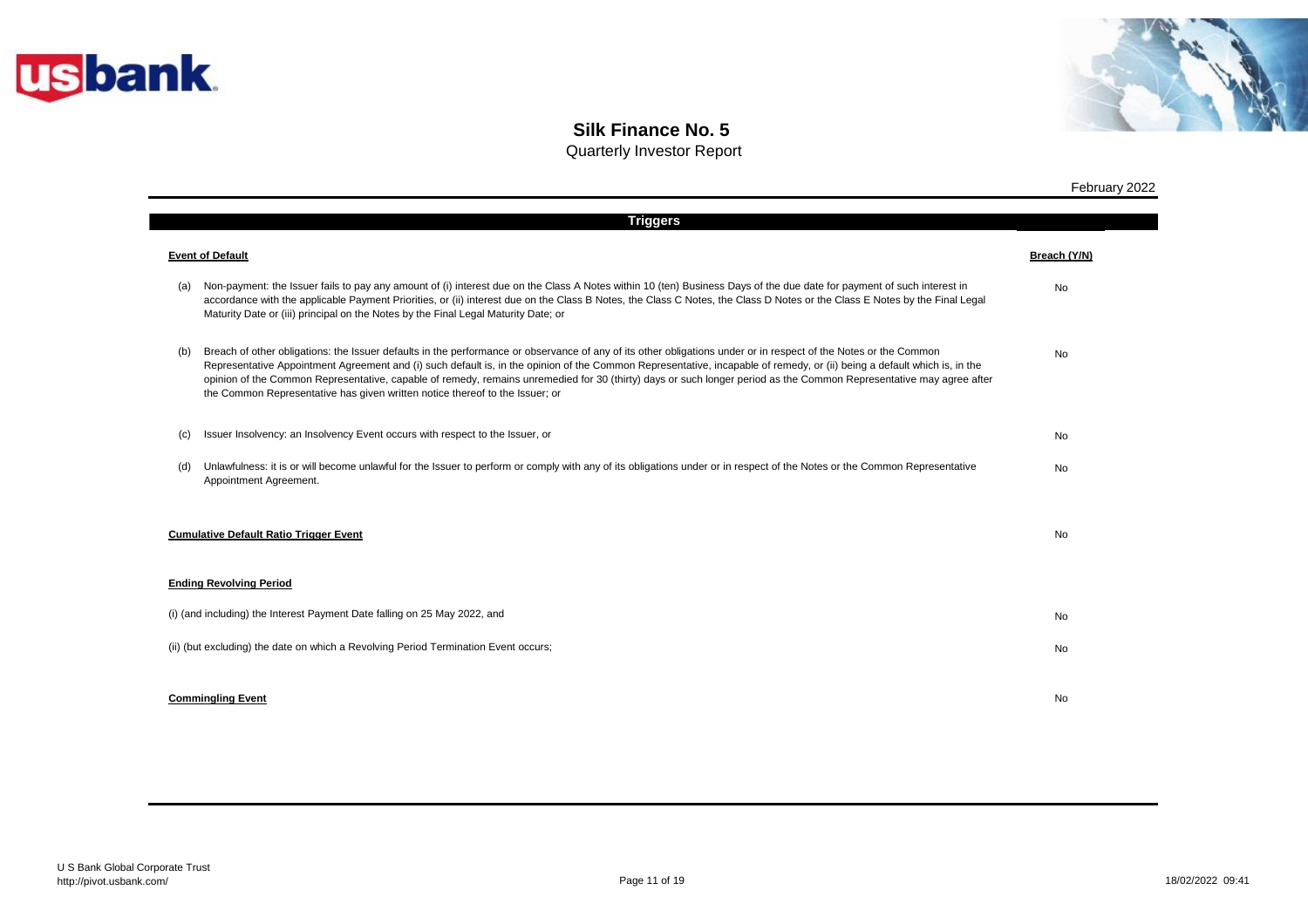# Silk Finance No. 5

Quarterly Investor Report

February 2022

## Triggers

| **Event of Default** | **Breach (Y/N)** |
|---|---|
| (a) Non-payment: the Issuer fails to pay any amount of (i) interest due on the Class A Notes within 10 (ten) Business Days of the due date for payment of such interest in accordance with the applicable Payment Priorities, or (ii) interest due on the Class B Notes, the Class C Notes, the Class D Notes or the Class E Notes by the Final Legal Maturity Date or (iii) principal on the Notes by the Final Legal Maturity Date; or | No |
| (b) Breach of other obligations: the Issuer defaults in the performance or observance of any of its other obligations under or in respect of the Notes or the Common Representative Appointment Agreement and (i) such default is, in the opinion of the Common Representative, incapable of remedy, or (ii) being a default which is, in the opinion of the Common Representative, capable of remedy, remains unremedied for 30 (thirty) days or such longer period as the Common Representative may agree after the Common Representative has given written notice thereof to the Issuer; or | No |
| (c) Issuer Insolvency: an Insolvency Event occurs with respect to the Issuer, or | No |
| (d) Unlawfulness: it is or will become unlawful for the Issuer to perform or comply with any of its obligations under or in respect of the Notes or the Common Representative Appointment Agreement. | No |
| **Cumulative Default Ratio Trigger Event** | No |
| **Ending Revolving Period** | |
| (i) (and including) the Interest Payment Date falling on 25 May 2022, and | No |
| (ii) (but excluding) the date on which a Revolving Period Termination Event occurs; | No |
| **Commingling Event** | No |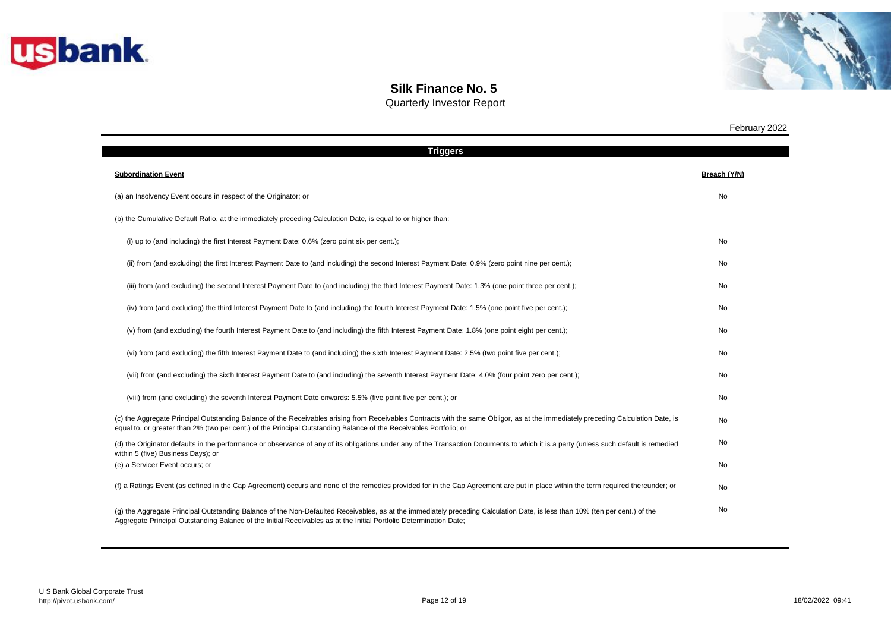# Silk Finance No. 5

Quarterly Investor Report

February 2022

## Triggers

| **Subordination Event** | **Breach (Y/N)** |
|---|---|
| (a) an Insolvency Event occurs in respect of the Originator; or | No |
| (b) the Cumulative Default Ratio, at the immediately preceding Calculation Date, is equal to or higher than: | |
| (i) up to (and including) the first Interest Payment Date: 0.6% (zero point six per cent.); | No |
| (ii) from (and excluding) the first Interest Payment Date to (and including) the second Interest Payment Date: 0.9% (zero point nine per cent.); | No |
| (iii) from (and excluding) the second Interest Payment Date to (and including) the third Interest Payment Date: 1.3% (one point three per cent.); | No |
| (iv) from (and excluding) the third Interest Payment Date to (and including) the fourth Interest Payment Date: 1.5% (one point five per cent.); | No |
| (v) from (and excluding) the fourth Interest Payment Date to (and including) the fifth Interest Payment Date: 1.8% (one point eight per cent.); | No |
| (vi) from (and excluding) the fifth Interest Payment Date to (and including) the sixth Interest Payment Date: 2.5% (two point five per cent.); | No |
| (vii) from (and excluding) the sixth Interest Payment Date to (and including) the seventh Interest Payment Date: 4.0% (four point zero per cent.); | No |
| (viii) from (and excluding) the seventh Interest Payment Date onwards: 5.5% (five point five per cent.); or | No |
| (c) the Aggregate Principal Outstanding Balance of the Receivables arising from Receivables Contracts with the same Obligor, as at the immediately preceding Calculation Date, is equal to, or greater than 2% (two per cent.) of the Principal Outstanding Balance of the Receivables Portfolio; or | No |
| (d) the Originator defaults in the performance or observance of any of its obligations under any of the Transaction Documents to which it is a party (unless such default is remedied within 5 (five) Business Days); or | No |
| (e) a Servicer Event occurs; or | No |
| (f) a Ratings Event (as defined in the Cap Agreement) occurs and none of the remedies provided for in the Cap Agreement are put in place within the term required thereunder; or | No |
| (g) the Aggregate Principal Outstanding Balance of the Non-Defaulted Receivables, as at the immediately preceding Calculation Date, is less than 10% (ten per cent.) of the Aggregate Principal Outstanding Balance of the Initial Receivables as at the Initial Portfolio Determination Date; | No |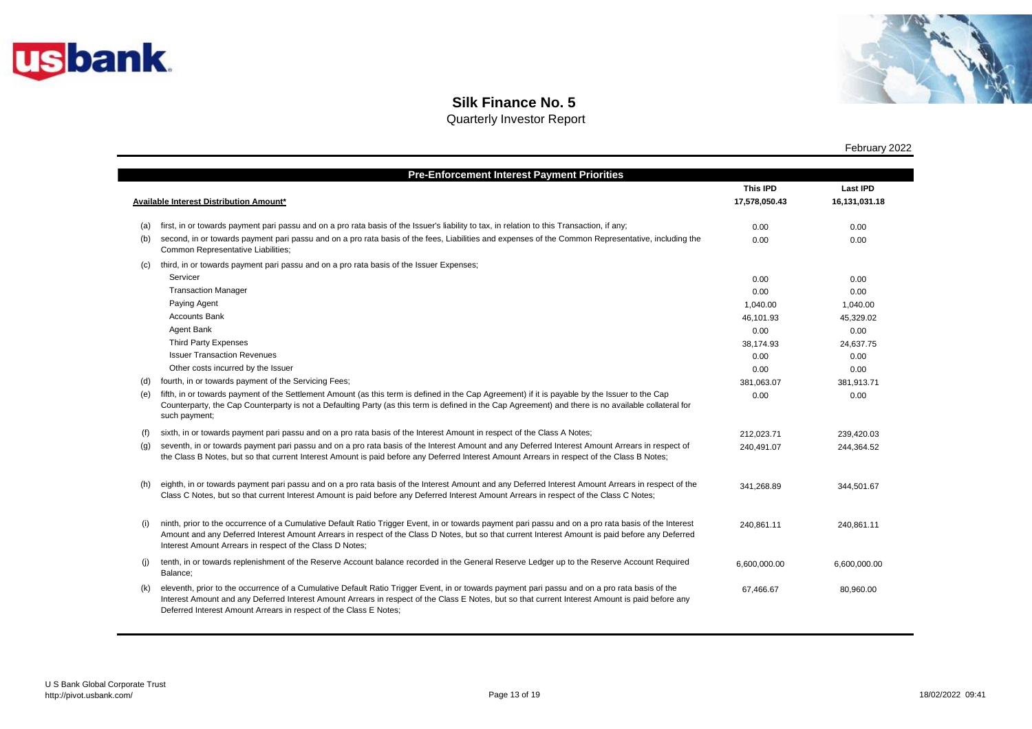# Silk Finance No. 5

Quarterly Investor Report

February 2022

| Pre-Enforcement Interest Payment Priorities | | | |
|---|---|---|---|
| | | **This IPD** | **Last IPD** |
| | **Available Interest Distribution Amount*** | **17,578,050.43** | **16,131,031.18** |
| (a) | first, in or towards payment pari passu and on a pro rata basis of the Issuer's liability to tax, in relation to this Transaction, if any; | 0.00 | 0.00 |
| (b) | second, in or towards payment pari passu and on a pro rata basis of the fees, Liabilities and expenses of the Common Representative, including the Common Representative Liabilities; | 0.00 | 0.00 |
| (c) | third, in or towards payment pari passu and on a pro rata basis of the Issuer Expenses; | | |
| | Servicer | 0.00 | 0.00 |
| | Transaction Manager | 0.00 | 0.00 |
| | Paying Agent | 1,040.00 | 1,040.00 |
| | Accounts Bank | 46,101.93 | 45,329.02 |
| | Agent Bank | 0.00 | 0.00 |
| | Third Party Expenses | 38,174.93 | 24,637.75 |
| | Issuer Transaction Revenues | 0.00 | 0.00 |
| | Other costs incurred by the Issuer | 0.00 | 0.00 |
| (d) | fourth, in or towards payment of the Servicing Fees; | 381,063.07 | 381,913.71 |
| (e) | fifth, in or towards payment of the Settlement Amount (as this term is defined in the Cap Agreement) if it is payable by the Issuer to the Cap Counterparty, the Cap Counterparty is not a Defaulting Party (as this term is defined in the Cap Agreement) and there is no available collateral for such payment; | 0.00 | 0.00 |
| (f) | sixth, in or towards payment pari passu and on a pro rata basis of the Interest Amount in respect of the Class A Notes; | 212,023.71 | 239,420.03 |
| (g) | seventh, in or towards payment pari passu and on a pro rata basis of the Interest Amount and any Deferred Interest Amount Arrears in respect of the Class B Notes, but so that current Interest Amount is paid before any Deferred Interest Amount Arrears in respect of the Class B Notes; | 240,491.07 | 244,364.52 |
| (h) | eighth, in or towards payment pari passu and on a pro rata basis of the Interest Amount and any Deferred Interest Amount Arrears in respect of the Class C Notes, but so that current Interest Amount is paid before any Deferred Interest Amount Arrears in respect of the Class C Notes; | 341,268.89 | 344,501.67 |
| (i) | ninth, prior to the occurrence of a Cumulative Default Ratio Trigger Event, in or towards payment pari passu and on a pro rata basis of the Interest Amount and any Deferred Interest Amount Arrears in respect of the Class D Notes, but so that current Interest Amount is paid before any Deferred Interest Amount Arrears in respect of the Class D Notes; | 240,861.11 | 240,861.11 |
| (j) | tenth, in or towards replenishment of the Reserve Account balance recorded in the General Reserve Ledger up to the Reserve Account Required Balance; | 6,600,000.00 | 6,600,000.00 |
| (k) | eleventh, prior to the occurrence of a Cumulative Default Ratio Trigger Event, in or towards payment pari passu and on a pro rata basis of the Interest Amount and any Deferred Interest Amount Arrears in respect of the Class E Notes, but so that current Interest Amount is paid before any Deferred Interest Amount Arrears in respect of the Class E Notes; | 67,466.67 | 80,960.00 |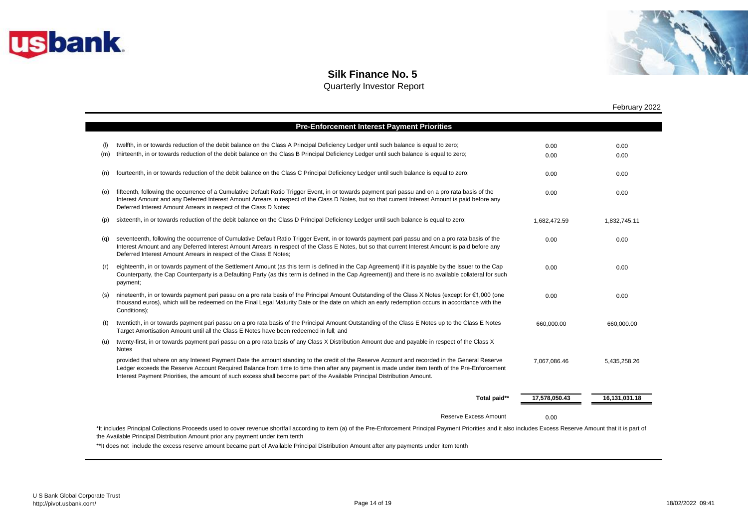# Silk Finance No. 5

Quarterly Investor Report

February 2022

## Pre-Enforcement Interest Payment Priorities

| | | | |
|---|---|---|---|
| (l) | twelfth, in or towards reduction of the debit balance on the Class A Principal Deficiency Ledger until such balance is equal to zero; | 0.00 | 0.00 |
| (m) | thirteenth, in or towards reduction of the debit balance on the Class B Principal Deficiency Ledger until such balance is equal to zero; | 0.00 | 0.00 |
| (n) | fourteenth, in or towards reduction of the debit balance on the Class C Principal Deficiency Ledger until such balance is equal to zero; | 0.00 | 0.00 |
| (o) | fifteenth, following the occurrence of a Cumulative Default Ratio Trigger Event, in or towards payment pari passu and on a pro rata basis of the Interest Amount and any Deferred Interest Amount Arrears in respect of the Class D Notes, but so that current Interest Amount is paid before any Deferred Interest Amount Arrears in respect of the Class D Notes; | 0.00 | 0.00 |
| (p) | sixteenth, in or towards reduction of the debit balance on the Class D Principal Deficiency Ledger until such balance is equal to zero; | 1,682,472.59 | 1,832,745.11 |
| (q) | seventeenth, following the occurrence of Cumulative Default Ratio Trigger Event, in or towards payment pari passu and on a pro rata basis of the Interest Amount and any Deferred Interest Amount Arrears in respect of the Class E Notes, but so that current Interest Amount is paid before any Deferred Interest Amount Arrears in respect of the Class E Notes; | 0.00 | 0.00 |
| (r) | eighteenth, in or towards payment of the Settlement Amount (as this term is defined in the Cap Agreement) if it is payable by the Issuer to the Cap Counterparty, the Cap Counterparty is a Defaulting Party (as this term is defined in the Cap Agreement)) and there is no available collateral for such payment; | 0.00 | 0.00 |
| (s) | nineteenth, in or towards payment pari passu on a pro rata basis of the Principal Amount Outstanding of the Class X Notes (except for €1,000 (one thousand euros), which will be redeemed on the Final Legal Maturity Date or the date on which an early redemption occurs in accordance with the Conditions); | 0.00 | 0.00 |
| (t) | twentieth, in or towards payment pari passu on a pro rata basis of the Principal Amount Outstanding of the Class E Notes up to the Class E Notes Target Amortisation Amount until all the Class E Notes have been redeemed in full; and | 660,000.00 | 660,000.00 |
| (u) | twenty-first, in or towards payment pari passu on a pro rata basis of any Class X Distribution Amount due and payable in respect of the Class X Notes | | |
| | provided that where on any Interest Payment Date the amount standing to the credit of the Reserve Account and recorded in the General Reserve Ledger exceeds the Reserve Account Required Balance from time to time then after any payment is made under item tenth of the Pre-Enforcement Interest Payment Priorities, the amount of such excess shall become part of the Available Principal Distribution Amount. | 7,067,086.46 | 5,435,258.26 |
| | **Total paid\*\*** | **17,578,050.43** | **16,131,031.18** |
| | Reserve Excess Amount | 0.00 | |

*It includes Principal Collections Proceeds used to cover revenue shortfall according to item (a) of the Pre-Enforcement Principal Payment Priorities and it also includes Excess Reserve Amount that it is part of the Available Principal Distribution Amount prior any payment under item tenth

**It does not include the excess reserve amount became part of Available Principal Distribution Amount after any payments under item tenth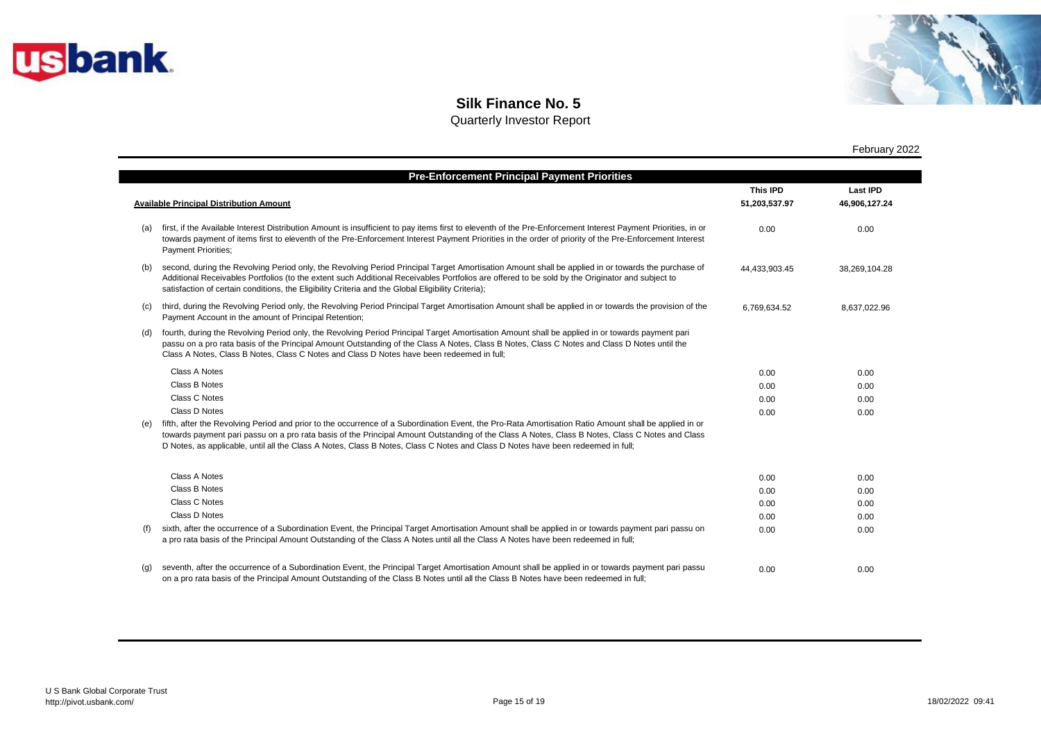# Silk Finance No. 5

Quarterly Investor Report

February 2022

## Pre-Enforcement Principal Payment Priorities

| | | This IPD | Last IPD |
|---|---|---|---|
| | **Available Principal Distribution Amount** | 51,203,537.97 | 46,906,127.24 |
| (a) | first, if the Available Interest Distribution Amount is insufficient to pay items first to eleventh of the Pre-Enforcement Interest Payment Priorities, in or towards payment of items first to eleventh of the Pre-Enforcement Interest Payment Priorities in the order of priority of the Pre-Enforcement Interest Payment Priorities; | 0.00 | 0.00 |
| (b) | second, during the Revolving Period only, the Revolving Period Principal Target Amortisation Amount shall be applied in or towards the purchase of Additional Receivables Portfolios (to the extent such Additional Receivables Portfolios are offered to be sold by the Originator and subject to satisfaction of certain conditions, the Eligibility Criteria and the Global Eligibility Criteria); | 44,433,903.45 | 38,269,104.28 |
| (c) | third, during the Revolving Period only, the Revolving Period Principal Target Amortisation Amount shall be applied in or towards the provision of the Payment Account in the amount of Principal Retention; | 6,769,634.52 | 8,637,022.96 |
| (d) | fourth, during the Revolving Period only, the Revolving Period Principal Target Amortisation Amount shall be applied in or towards payment pari passu on a pro rata basis of the Principal Amount Outstanding of the Class A Notes, Class B Notes, Class C Notes and Class D Notes until the Class A Notes, Class B Notes, Class C Notes and Class D Notes have been redeemed in full; | | |
| | Class A Notes | 0.00 | 0.00 |
| | Class B Notes | 0.00 | 0.00 |
| | Class C Notes | 0.00 | 0.00 |
| | Class D Notes | 0.00 | 0.00 |
| (e) | fifth, after the Revolving Period and prior to the occurrence of a Subordination Event, the Pro-Rata Amortisation Ratio Amount shall be applied in or towards payment pari passu on a pro rata basis of the Principal Amount Outstanding of the Class A Notes, Class B Notes, Class C Notes and Class D Notes, as applicable, until all the Class A Notes, Class B Notes, Class C Notes and Class D Notes have been redeemed in full; | | |
| | Class A Notes | 0.00 | 0.00 |
| | Class B Notes | 0.00 | 0.00 |
| | Class C Notes | 0.00 | 0.00 |
| | Class D Notes | 0.00 | 0.00 |
| (f) | sixth, after the occurrence of a Subordination Event, the Principal Target Amortisation Amount shall be applied in or towards payment pari passu on a pro rata basis of the Principal Amount Outstanding of the Class A Notes until all the Class A Notes have been redeemed in full; | 0.00 | 0.00 |
| (g) | seventh, after the occurrence of a Subordination Event, the Principal Target Amortisation Amount shall be applied in or towards payment pari passu on a pro rata basis of the Principal Amount Outstanding of the Class B Notes until all the Class B Notes have been redeemed in full; | 0.00 | 0.00 |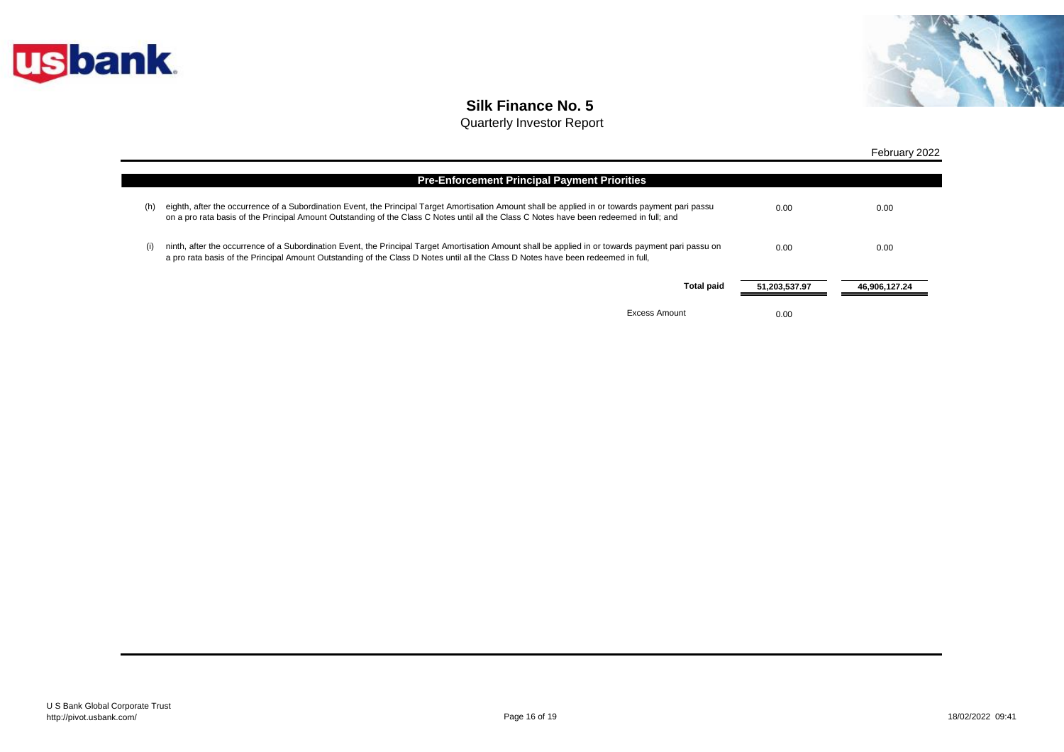# Silk Finance No. 5

Quarterly Investor Report

February 2022

## Pre-Enforcement Principal Payment Priorities

| | | | |
|---|---|---|---|
| (h) | eighth, after the occurrence of a Subordination Event, the Principal Target Amortisation Amount shall be applied in or towards payment pari passu on a pro rata basis of the Principal Amount Outstanding of the Class C Notes until all the Class C Notes have been redeemed in full; and | 0.00 | 0.00 |
| (i) | ninth, after the occurrence of a Subordination Event, the Principal Target Amortisation Amount shall be applied in or towards payment pari passu on a pro rata basis of the Principal Amount Outstanding of the Class D Notes until all the Class D Notes have been redeemed in full, | 0.00 | 0.00 |
| | **Total paid** | **51,203,537.97** | **46,906,127.24** |
| | Excess Amount | 0.00 | |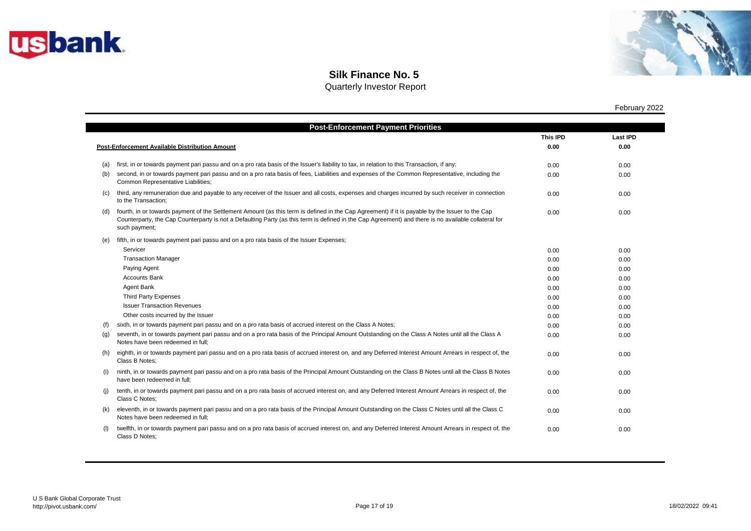# Silk Finance No. 5

Quarterly Investor Report

February 2022

| Post-Enforcement Payment Priorities | | This IPD | Last IPD |
|---|---|---|---|
| **Post-Enforcement Available Distribution Amount** | | **0.00** | **0.00** |
| (a) | first, in or towards payment pari passu and on a pro rata basis of the Issuer's liability to tax, in relation to this Transaction, if any; | 0.00 | 0.00 |
| (b) | second, in or towards payment pari passu and on a pro rata basis of fees, Liabilities and expenses of the Common Representative, including the Common Representative Liabilities; | 0.00 | 0.00 |
| (c) | third, any remuneration due and payable to any receiver of the Issuer and all costs, expenses and charges incurred by such receiver in connection to the Transaction; | 0.00 | 0.00 |
| (d) | fourth, in or towards payment of the Settlement Amount (as this term is defined in the Cap Agreement) if it is payable by the Issuer to the Cap Counterparty, the Cap Counterparty is not a Defaulting Party (as this term is defined in the Cap Agreement) and there is no available collateral for such payment; | 0.00 | 0.00 |
| (e) | fifth, in or towards payment pari passu and on a pro rata basis of the Issuer Expenses; | | |
| | Servicer | 0.00 | 0.00 |
| | Transaction Manager | 0.00 | 0.00 |
| | Paying Agent | 0.00 | 0.00 |
| | Accounts Bank | 0.00 | 0.00 |
| | Agent Bank | 0.00 | 0.00 |
| | Third Party Expenses | 0.00 | 0.00 |
| | Issuer Transaction Revenues | 0.00 | 0.00 |
| | Other costs incurred by the Issuer | 0.00 | 0.00 |
| (f) | sixth, in or towards payment pari passu and on a pro rata basis of accrued interest on the Class A Notes; | 0.00 | 0.00 |
| (g) | seventh, in or towards payment pari passu and on a pro rata basis of the Principal Amount Outstanding on the Class A Notes until all the Class A Notes have been redeemed in full; | 0.00 | 0.00 |
| (h) | eighth, in or towards payment pari passu and on a pro rata basis of accrued interest on, and any Deferred Interest Amount Arrears in respect of, the Class B Notes; | 0.00 | 0.00 |
| (i) | ninth, in or towards payment pari passu and on a pro rata basis of the Principal Amount Outstanding on the Class B Notes until all the Class B Notes have been redeemed in full; | 0.00 | 0.00 |
| (j) | tenth, in or towards payment pari passu and on a pro rata basis of accrued interest on, and any Deferred Interest Amount Arrears in respect of, the Class C Notes; | 0.00 | 0.00 |
| (k) | eleventh, in or towards payment pari passu and on a pro rata basis of the Principal Amount Outstanding on the Class C Notes until all the Class C Notes have been redeemed in full; | 0.00 | 0.00 |
| (l) | twelfth, in or towards payment pari passu and on a pro rata basis of accrued interest on, and any Deferred Interest Amount Arrears in respect of, the Class D Notes; | 0.00 | 0.00 |

U S Bank Global Corporate Trust
http://pivot.usbank.com/

18/02/2022 09:41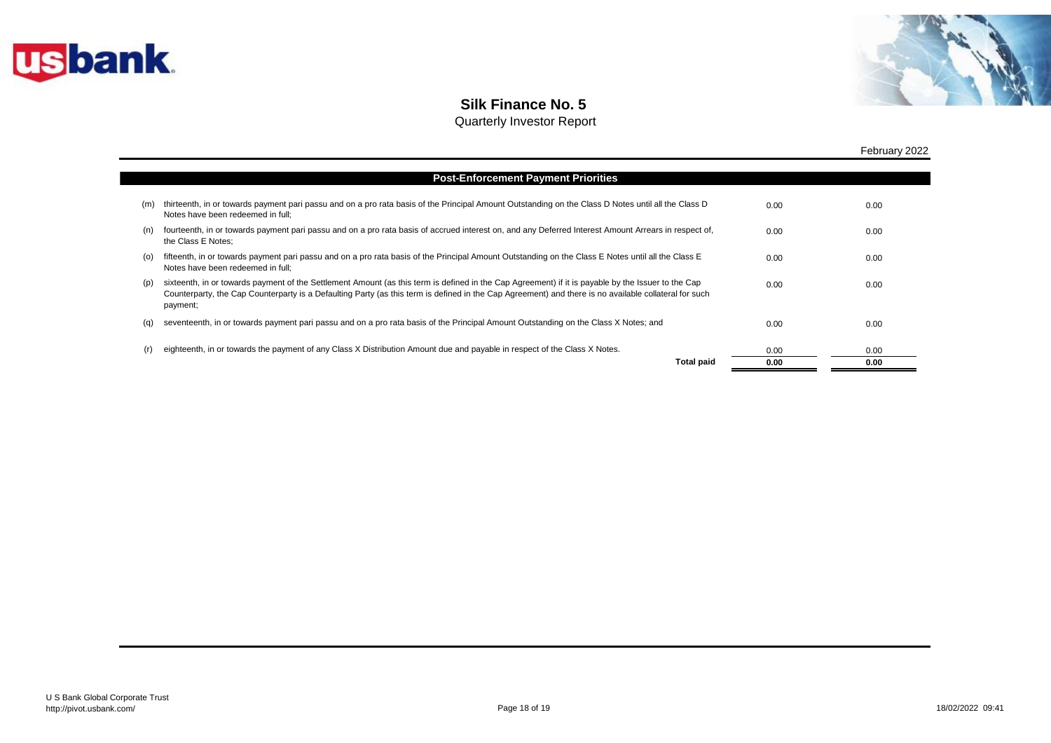# Silk Finance No. 5

Quarterly Investor Report

February 2022

## Post-Enforcement Payment Priorities

| | | | |
|---|---|---|---|
| (m) | thirteenth, in or towards payment pari passu and on a pro rata basis of the Principal Amount Outstanding on the Class D Notes until all the Class D Notes have been redeemed in full; | 0.00 | 0.00 |
| (n) | fourteenth, in or towards payment pari passu and on a pro rata basis of accrued interest on, and any Deferred Interest Amount Arrears in respect of, the Class E Notes; | 0.00 | 0.00 |
| (o) | fifteenth, in or towards payment pari passu and on a pro rata basis of the Principal Amount Outstanding on the Class E Notes until all the Class E Notes have been redeemed in full; | 0.00 | 0.00 |
| (p) | sixteenth, in or towards payment of the Settlement Amount (as this term is defined in the Cap Agreement) if it is payable by the Issuer to the Cap Counterparty, the Cap Counterparty is a Defaulting Party (as this term is defined in the Cap Agreement) and there is no available collateral for such payment; | 0.00 | 0.00 |
| (q) | seventeenth, in or towards payment pari passu and on a pro rata basis of the Principal Amount Outstanding on the Class X Notes; and | 0.00 | 0.00 |
| (r) | eighteenth, in or towards the payment of any Class X Distribution Amount due and payable in respect of the Class X Notes. | 0.00 | 0.00 |
| | **Total paid** | **0.00** | **0.00** |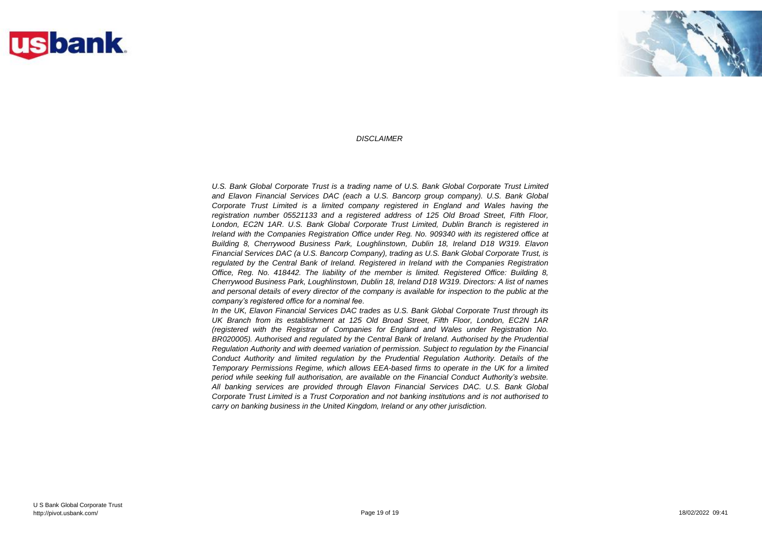*DISCLAIMER*

*U.S. Bank Global Corporate Trust is a trading name of U.S. Bank Global Corporate Trust Limited and Elavon Financial Services DAC (each a U.S. Bancorp group company). U.S. Bank Global Corporate Trust Limited is a limited company registered in England and Wales having the registration number 05521133 and a registered address of 125 Old Broad Street, Fifth Floor, London, EC2N 1AR. U.S. Bank Global Corporate Trust Limited, Dublin Branch is registered in Ireland with the Companies Registration Office under Reg. No. 909340 with its registered office at Building 8, Cherrywood Business Park, Loughlinstown, Dublin 18, Ireland D18 W319. Elavon Financial Services DAC (a U.S. Bancorp Company), trading as U.S. Bank Global Corporate Trust, is regulated by the Central Bank of Ireland. Registered in Ireland with the Companies Registration Office, Reg. No. 418442. The liability of the member is limited. Registered Office: Building 8, Cherrywood Business Park, Loughlinstown, Dublin 18, Ireland D18 W319. Directors: A list of names and personal details of every director of the company is available for inspection to the public at the company's registered office for a nominal fee.*

*In the UK, Elavon Financial Services DAC trades as U.S. Bank Global Corporate Trust through its UK Branch from its establishment at 125 Old Broad Street, Fifth Floor, London, EC2N 1AR (registered with the Registrar of Companies for England and Wales under Registration No. BR020005). Authorised and regulated by the Central Bank of Ireland. Authorised by the Prudential Regulation Authority and with deemed variation of permission. Subject to regulation by the Financial Conduct Authority and limited regulation by the Prudential Regulation Authority. Details of the Temporary Permissions Regime, which allows EEA-based firms to operate in the UK for a limited period while seeking full authorisation, are available on the Financial Conduct Authority's website. All banking services are provided through Elavon Financial Services DAC. U.S. Bank Global Corporate Trust Limited is a Trust Corporation and not banking institutions and is not authorised to carry on banking business in the United Kingdom, Ireland or any other jurisdiction.*